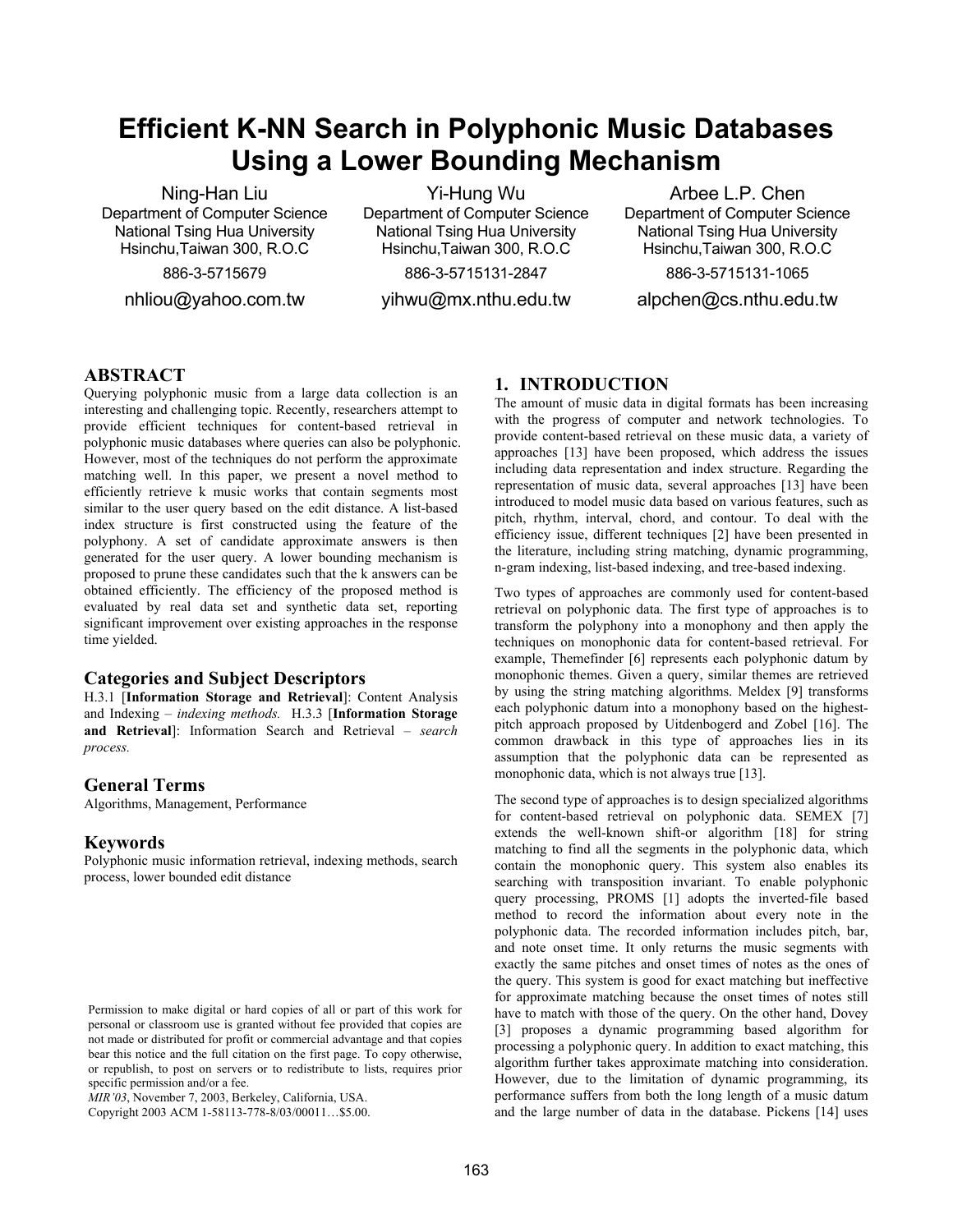# Efficient K-NN Search in Polyphonic Music Databases Using a Lower Bounding Mechanism

Ning-Han Liu
Department of Computer Science
National Tsing Hua University
Hsinchu,Taiwan 300, R.O.C
886-3-5715679
nhliou@yahoo.com.tw

Yi-Hung Wu
Department of Computer Science
National Tsing Hua University
Hsinchu,Taiwan 300, R.O.C
886-3-5715131-2847
yihwu@mx.nthu.edu.tw

Arbee L.P. Chen
Department of Computer Science
National Tsing Hua University
Hsinchu,Taiwan 300, R.O.C
886-3-5715131-1065
alpchen@cs.nthu.edu.tw

## ABSTRACT

Querying polyphonic music from a large data collection is an interesting and challenging topic. Recently, researchers attempt to provide efficient techniques for content-based retrieval in polyphonic music databases where queries can also be polyphonic. However, most of the techniques do not perform the approximate matching well. In this paper, we present a novel method to efficiently retrieve k music works that contain segments most similar to the user query based on the edit distance. A list-based index structure is first constructed using the feature of the polyphony. A set of candidate approximate answers is then generated for the user query. A lower bounding mechanism is proposed to prune these candidates such that the k answers can be obtained efficiently. The efficiency of the proposed method is evaluated by real data set and synthetic data set, reporting significant improvement over existing approaches in the response time yielded.

### Categories and Subject Descriptors

H.3.1 [**Information Storage and Retrieval**]: Content Analysis and Indexing – *indexing methods.* H.3.3 [**Information Storage and Retrieval**]: Information Search and Retrieval – *search process.*

### General Terms

Algorithms, Management, Performance

### Keywords

Polyphonic music information retrieval, indexing methods, search process, lower bounded edit distance

Permission to make digital or hard copies of all or part of this work for personal or classroom use is granted without fee provided that copies are not made or distributed for profit or commercial advantage and that copies bear this notice and the full citation on the first page. To copy otherwise, or republish, to post on servers or to redistribute to lists, requires prior specific permission and/or a fee.
*MIR'03*, November 7, 2003, Berkeley, California, USA.
Copyright 2003 ACM 1-58113-778-8/03/00011…$5.00.

## 1. INTRODUCTION

The amount of music data in digital formats has been increasing with the progress of computer and network technologies. To provide content-based retrieval on these music data, a variety of approaches [13] have been proposed, which address the issues including data representation and index structure. Regarding the representation of music data, several approaches [13] have been introduced to model music data based on various features, such as pitch, rhythm, interval, chord, and contour. To deal with the efficiency issue, different techniques [2] have been presented in the literature, including string matching, dynamic programming, n-gram indexing, list-based indexing, and tree-based indexing.

Two types of approaches are commonly used for content-based retrieval on polyphonic data. The first type of approaches is to transform the polyphony into a monophony and then apply the techniques on monophonic data for content-based retrieval. For example, Themefinder [6] represents each polyphonic datum by monophonic themes. Given a query, similar themes are retrieved by using the string matching algorithms. Meldex [9] transforms each polyphonic datum into a monophony based on the highest-pitch approach proposed by Uitdenbogerd and Zobel [16]. The common drawback in this type of approaches lies in its assumption that the polyphonic data can be represented as monophonic data, which is not always true [13].

The second type of approaches is to design specialized algorithms for content-based retrieval on polyphonic data. SEMEX [7] extends the well-known shift-or algorithm [18] for string matching to find all the segments in the polyphonic data, which contain the monophonic query. This system also enables its searching with transposition invariant. To enable polyphonic query processing, PROMS [1] adopts the inverted-file based method to record the information about every note in the polyphonic data. The recorded information includes pitch, bar, and note onset time. It only returns the music segments with exactly the same pitches and onset times of notes as the ones of the query. This system is good for exact matching but ineffective for approximate matching because the onset times of notes still have to match with those of the query. On the other hand, Dovey [3] proposes a dynamic programming based algorithm for processing a polyphonic query. In addition to exact matching, this algorithm further takes approximate matching into consideration. However, due to the limitation of dynamic programming, its performance suffers from both the long length of a music datum and the large number of data in the database. Pickens [14] uses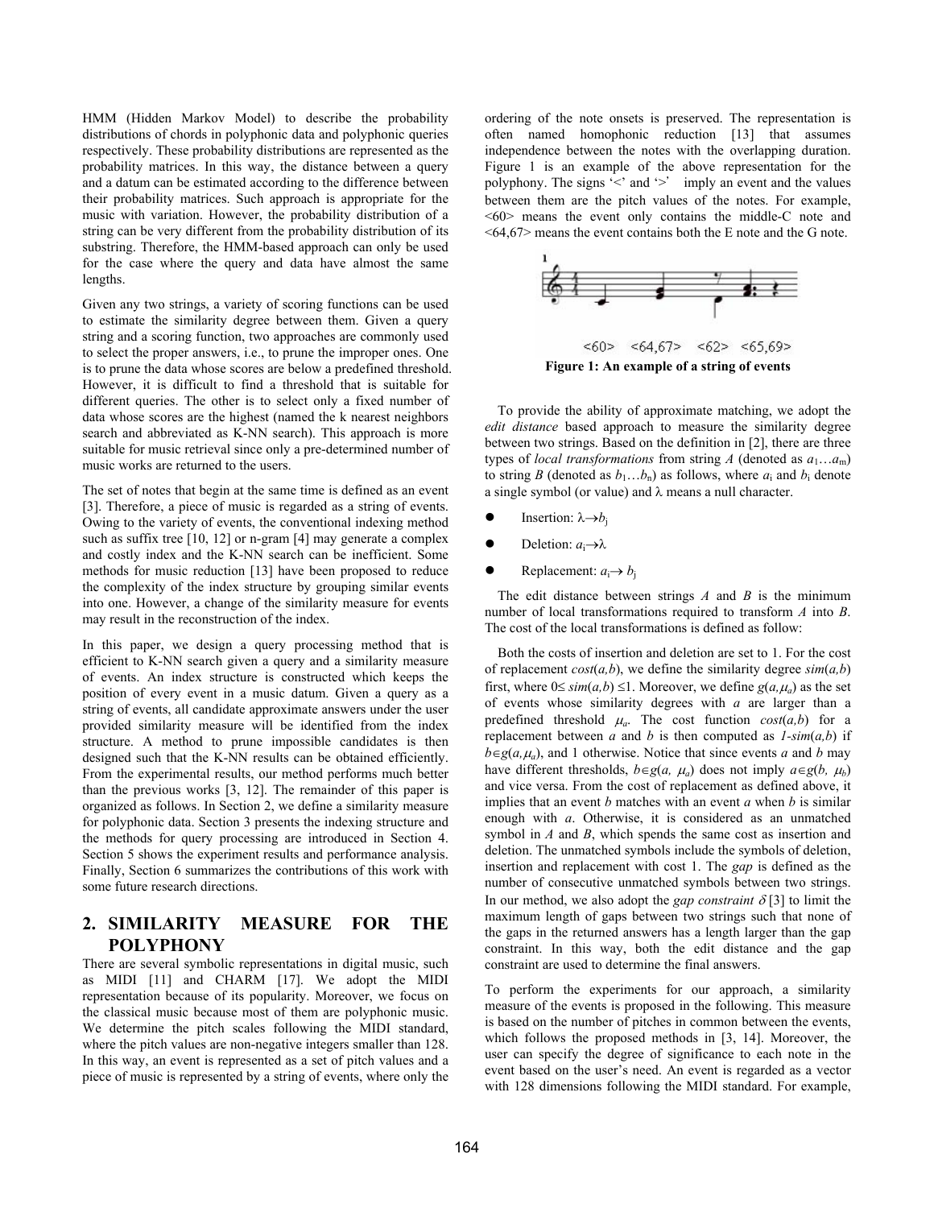HMM (Hidden Markov Model) to describe the probability distributions of chords in polyphonic data and polyphonic queries respectively. These probability distributions are represented as the probability matrices. In this way, the distance between a query and a datum can be estimated according to the difference between their probability matrices. Such approach is appropriate for the music with variation. However, the probability distribution of a string can be very different from the probability distribution of its substring. Therefore, the HMM-based approach can only be used for the case where the query and data have almost the same lengths.

Given any two strings, a variety of scoring functions can be used to estimate the similarity degree between them. Given a query string and a scoring function, two approaches are commonly used to select the proper answers, i.e., to prune the improper ones. One is to prune the data whose scores are below a predefined threshold. However, it is difficult to find a threshold that is suitable for different queries. The other is to select only a fixed number of data whose scores are the highest (named the k nearest neighbors search and abbreviated as K-NN search). This approach is more suitable for music retrieval since only a pre-determined number of music works are returned to the users.

The set of notes that begin at the same time is defined as an event [3]. Therefore, a piece of music is regarded as a string of events. Owing to the variety of events, the conventional indexing method such as suffix tree [10, 12] or n-gram [4] may generate a complex and costly index and the K-NN search can be inefficient. Some methods for music reduction [13] have been proposed to reduce the complexity of the index structure by grouping similar events into one. However, a change of the similarity measure for events may result in the reconstruction of the index.

In this paper, we design a query processing method that is efficient to K-NN search given a query and a similarity measure of events. An index structure is constructed which keeps the position of every event in a music datum. Given a query as a string of events, all candidate approximate answers under the user provided similarity measure will be identified from the index structure. A method to prune impossible candidates is then designed such that the K-NN results can be obtained efficiently. From the experimental results, our method performs much better than the previous works [3, 12]. The remainder of this paper is organized as follows. In Section 2, we define a similarity measure for polyphonic data. Section 3 presents the indexing structure and the methods for query processing are introduced in Section 4. Section 5 shows the experiment results and performance analysis. Finally, Section 6 summarizes the contributions of this work with some future research directions.

## 2. SIMILARITY MEASURE FOR THE POLYPHONY

There are several symbolic representations in digital music, such as MIDI [11] and CHARM [17]. We adopt the MIDI representation because of its popularity. Moreover, we focus on the classical music because most of them are polyphonic music. We determine the pitch scales following the MIDI standard, where the pitch values are non-negative integers smaller than 128. In this way, an event is represented as a set of pitch values and a piece of music is represented by a string of events, where only the ordering of the note onsets is preserved. The representation is often named homophonic reduction [13] that assumes independence between the notes with the overlapping duration. Figure 1 is an example of the above representation for the polyphony. The signs '<' and '>' imply an event and the values between them are the pitch values of the notes. For example, <60> means the event only contains the middle-C note and <64,67> means the event contains both the E note and the G note.

<60> <64,67> <62> <65,69>

**Figure 1: An example of a string of events**

To provide the ability of approximate matching, we adopt the *edit distance* based approach to measure the similarity degree between two strings. Based on the definition in [2], there are three types of *local transformations* from string *A* (denoted as $a_1 \ldots a_m$) to string *B* (denoted as $b_1 \ldots b_n$) as follows, where $a_i$ and $b_i$ denote a single symbol (or value) and $\lambda$ means a null character.

- Insertion: $\lambda \rightarrow b_j$
- Deletion: $a_i \rightarrow \lambda$
- Replacement: $a_i \rightarrow b_j$

The edit distance between strings *A* and *B* is the minimum number of local transformations required to transform *A* into *B*. The cost of the local transformations is defined as follow:

Both the costs of insertion and deletion are set to 1. For the cost of replacement *cost*(*a*,*b*), we define the similarity degree *sim*(*a*,*b*) first, where $0 \leq sim(a,b) \leq 1$. Moreover, we define $g(a,\mu_a)$ as the set of events whose similarity degrees with *a* are larger than a predefined threshold $\mu_a$. The cost function *cost*(*a*,*b*) for a replacement between *a* and *b* is then computed as *1-sim*(*a*,*b*) if $b \in g(a,\mu_a)$, and 1 otherwise. Notice that since events *a* and *b* may have different thresholds, $b \in g(a, \mu_a)$ does not imply $a \in g(b, \mu_b)$ and vice versa. From the cost of replacement as defined above, it implies that an event *b* matches with an event *a* when *b* is similar enough with *a*. Otherwise, it is considered as an unmatched symbol in *A* and *B*, which spends the same cost as insertion and deletion. The unmatched symbols include the symbols of deletion, insertion and replacement with cost 1. The *gap* is defined as the number of consecutive unmatched symbols between two strings. In our method, we also adopt the *gap constraint* $\delta$ [3] to limit the maximum length of gaps between two strings such that none of the gaps in the returned answers has a length larger than the gap constraint. In this way, both the edit distance and the gap constraint are used to determine the final answers.

To perform the experiments for our approach, a similarity measure of the events is proposed in the following. This measure is based on the number of pitches in common between the events, which follows the proposed methods in [3, 14]. Moreover, the user can specify the degree of significance to each note in the event based on the user's need. An event is regarded as a vector with 128 dimensions following the MIDI standard. For example,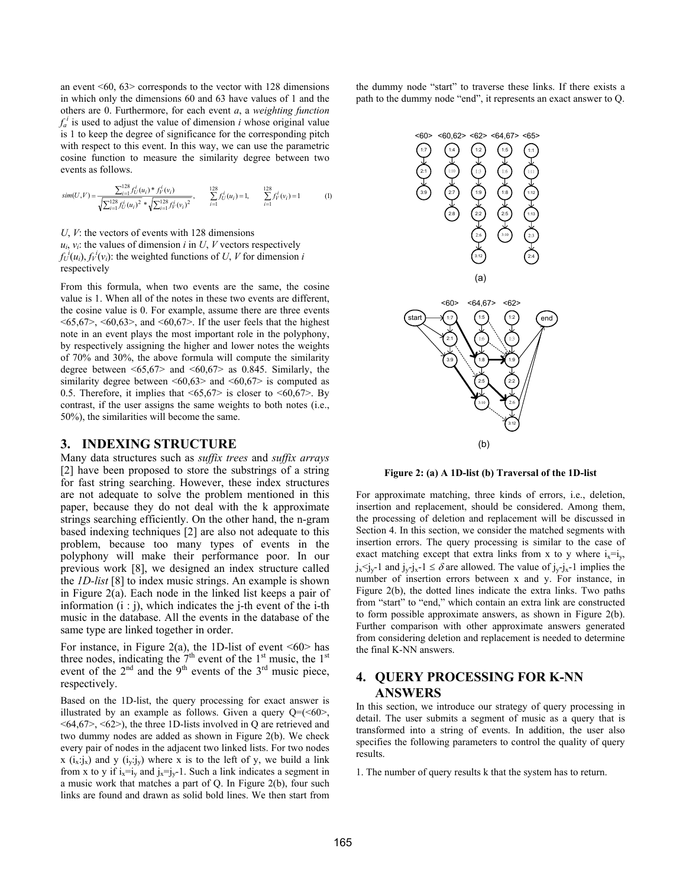an event <60, 63> corresponds to the vector with 128 dimensions in which only the dimensions 60 and 63 have values of 1 and the others are 0. Furthermore, for each event *a*, a *weighting function* $f_a^i$ is used to adjust the value of dimension *i* whose original value is 1 to keep the degree of significance for the corresponding pitch with respect to this event. In this way, we can use the parametric cosine function to measure the similarity degree between two events as follows.

$$sim(U,V) = \frac{\sum_{i=1}^{128} f_U^i(u_i) * f_V^i(v_i)}{\sqrt{\sum_{i=1}^{128} f_U^i(u_i)^2} * \sqrt{\sum_{i=1}^{128} f_V^i(v_i)^2}}, \qquad \sum_{i=1}^{128} f_U^i(u_i) = 1, \qquad \sum_{i=1}^{128} f_V^i(v_i) = 1 \qquad (1)$$

*U*, *V*: the vectors of events with 128 dimensions
$u_i$, $v_i$: the values of dimension *i* in *U*, *V* vectors respectively
$f_U^i(u_i)$, $f_V^i(v_i)$: the weighted functions of *U*, *V* for dimension *i* respectively

From this formula, when two events are the same, the cosine value is 1. When all of the notes in these two events are different, the cosine value is 0. For example, assume there are three events <65,67>, <60,63>, and <60,67>. If the user feels that the highest note in an event plays the most important role in the polyphony, by respectively assigning the higher and lower notes the weights of 70% and 30%, the above formula will compute the similarity degree between <65,67> and <60,67> as 0.845. Similarly, the similarity degree between <60,63> and <60,67> is computed as 0.5. Therefore, it implies that <65,67> is closer to <60,67>. By contrast, if the user assigns the same weights to both notes (i.e., 50%), the similarities will become the same.

## 3. INDEXING STRUCTURE

Many data structures such as *suffix trees* and *suffix arrays* [2] have been proposed to store the substrings of a string for fast string searching. However, these index structures are not adequate to solve the problem mentioned in this paper, because they do not deal with the k approximate strings searching efficiently. On the other hand, the n-gram based indexing techniques [2] are also not adequate to this problem, because too many types of events in the polyphony will make their performance poor. In our previous work [8], we designed an index structure called the *1D-list* [8] to index music strings. An example is shown in Figure 2(a). Each node in the linked list keeps a pair of information (i : j), which indicates the j-th event of the i-th music in the database. All the events in the database of the same type are linked together in order.

For instance, in Figure 2(a), the 1D-list of event <60> has three nodes, indicating the 7[th] event of the 1[st] music, the 1[st] event of the 2[nd] and the 9[th] events of the 3[rd] music piece, respectively.

Based on the 1D-list, the query processing for exact answer is illustrated by an example as follows. Given a query Q=(<60>, <64,67>, <62>), the three 1D-lists involved in Q are retrieved and two dummy nodes are added as shown in Figure 2(b). We check every pair of nodes in the adjacent two linked lists. For two nodes x ($i_x$:$j_x$) and y ($i_y$:$j_y$) where x is to the left of y, we build a link from x to y if $i_x$=$i_y$ and $j_x$=$j_y$-1. Such a link indicates a segment in a music work that matches a part of Q. In Figure 2(b), four such links are found and drawn as solid bold lines. We then start from the dummy node "start" to traverse these links. If there exists a path to the dummy node "end", it represents an exact answer to Q.

<60> <60,62> <62> <64,67> <65>
1:7 1:4 1:2 1:5 1:1
2:1 1:10 1:3 1:6 1:11
3:9 2:7 1:9 1:8 1:12
2:8 2:2 2:5 1:13
2:6 3:10 2:3
3:12 2:4
(a)

<60> <64,67> <62>
start 1:7 1:5 1:2 end
2:1 1:6 1:3
3:9 1:8 1:9
2:5 2:2
3:10 2:6
3:12
(b)

**Figure 2: (a) A 1D-list (b) Traversal of the 1D-list**

For approximate matching, three kinds of errors, i.e., deletion, insertion and replacement, should be considered. Among them, the processing of deletion and replacement will be discussed in Section 4. In this section, we consider the matched segments with insertion errors. The query processing is similar to the case of exact matching except that extra links from x to y where $i_x$=$i_y$, $j_x$<$j_y$-1 and $j_y$-$j_x$-1 ≤ $\delta$ are allowed. The value of $j_y$-$j_x$-1 implies the number of insertion errors between x and y. For instance, in Figure 2(b), the dotted lines indicate the extra links. Two paths from "start" to "end," which contain an extra link are constructed to form possible approximate answers, as shown in Figure 2(b). Further comparison with other approximate answers generated from considering deletion and replacement is needed to determine the final K-NN answers.

## 4. QUERY PROCESSING FOR K-NN ANSWERS

In this section, we introduce our strategy of query processing in detail. The user submits a segment of music as a query that is transformed into a string of events. In addition, the user also specifies the following parameters to control the quality of query results.

1. The number of query results k that the system has to return.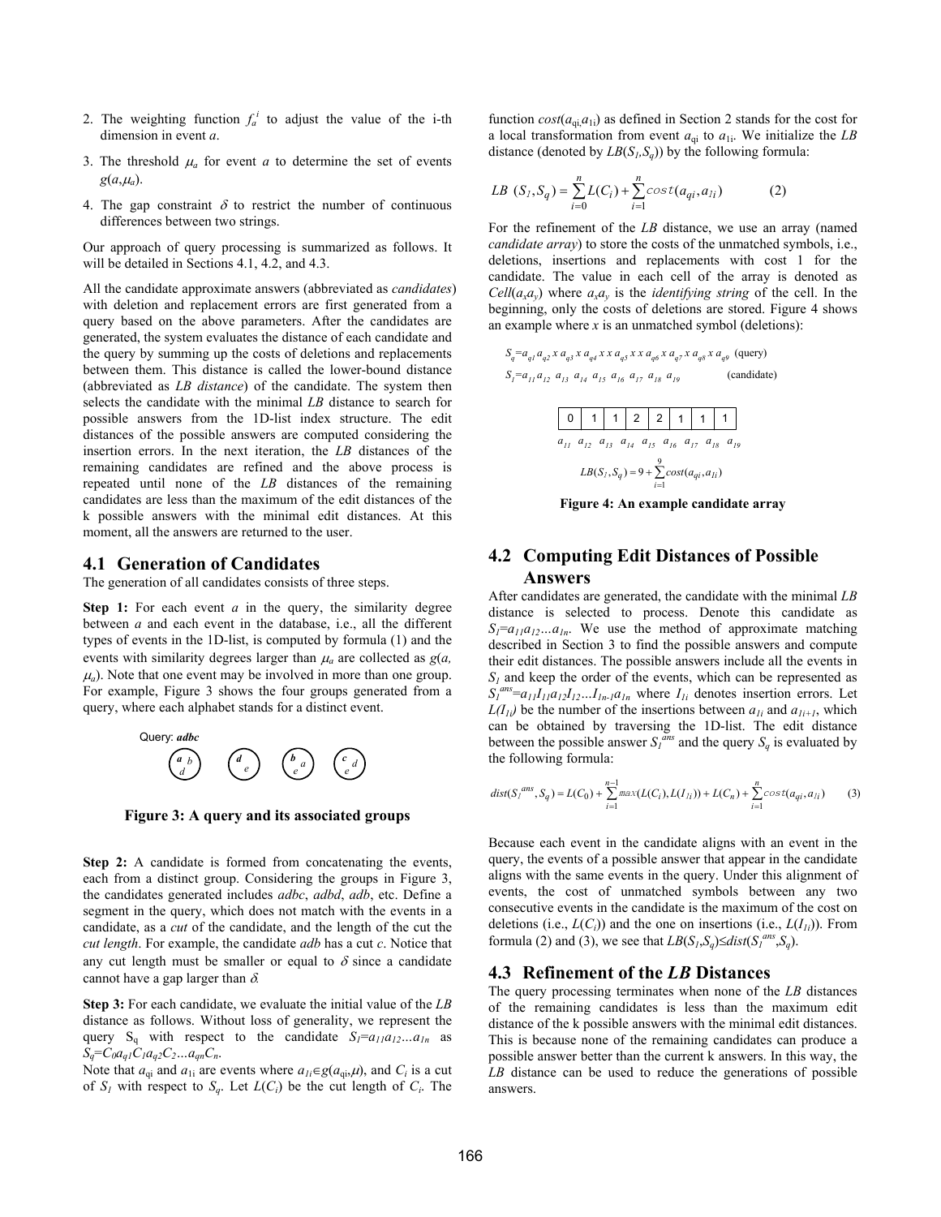2. The weighting function $f_a^i$ to adjust the value of the i-th dimension in event $a$.
3. The threshold $\mu_a$ for event $a$ to determine the set of events $g(a,\mu_a)$.
4. The gap constraint $\delta$ to restrict the number of continuous differences between two strings.

Our approach of query processing is summarized as follows. It will be detailed in Sections 4.1, 4.2, and 4.3.

All the candidate approximate answers (abbreviated as *candidates*) with deletion and replacement errors are first generated from a query based on the above parameters. After the candidates are generated, the system evaluates the distance of each candidate and the query by summing up the costs of deletions and replacements between them. This distance is called the lower-bound distance (abbreviated as *LB distance*) of the candidate. The system then selects the candidate with the minimal *LB* distance to search for possible answers from the 1D-list index structure. The edit distances of the possible answers are computed considering the insertion errors. In the next iteration, the *LB* distances of the remaining candidates are refined and the above process is repeated until none of the *LB* distances of the remaining candidates are less than the maximum of the edit distances of the k possible answers with the minimal edit distances. At this moment, all the answers are returned to the user.

## 4.1 Generation of Candidates

The generation of all candidates consists of three steps.

**Step 1:** For each event $a$ in the query, the similarity degree between $a$ and each event in the database, i.e., all the different types of events in the 1D-list, is computed by formula (1) and the events with similarity degrees larger than $\mu_a$ are collected as $g(a, \mu_a)$. Note that one event may be involved in more than one group. For example, Figure 3 shows the four groups generated from a query, where each alphabet stands for a distinct event.

Query: ***adbc***

a b d    d e    b a e    c d e

**Figure 3: A query and its associated groups**

**Step 2:** A candidate is formed from concatenating the events, each from a distinct group. Considering the groups in Figure 3, the candidates generated includes *adbc*, *adbd*, *adb*, etc. Define a segment in the query, which does not match with the events in a candidate, as a *cut* of the candidate, and the length of the cut the *cut length*. For example, the candidate *adb* has a cut *c*. Notice that any cut length must be smaller or equal to $\delta$ since a candidate cannot have a gap larger than $\delta$.

**Step 3:** For each candidate, we evaluate the initial value of the *LB* distance as follows. Without loss of generality, we represent the query $S_q$ with respect to the candidate $S_1=a_{11}a_{12}...a_{1n}$ as $S_q=C_0a_{q1}C_1a_{q2}C_2...a_{qn}C_n$.

Note that $a_{qi}$ and $a_{1i}$ are events where $a_{1i} \in g(a_{qi},\mu)$, and $C_i$ is a cut of $S_1$ with respect to $S_q$. Let $L(C_i)$ be the cut length of $C_i$. The function $cost(a_{qi},a_{1i})$ as defined in Section 2 stands for the cost for a local transformation from event $a_{qi}$ to $a_{1i}$. We initialize the *LB* distance (denoted by $LB(S_1,S_q)$) by the following formula:

$$LB\ (S_1,S_q) = \sum_{i=0}^{n} L(C_i) + \sum_{i=1}^{n} cost(a_{qi},a_{1i}) \qquad (2)$$

For the refinement of the *LB* distance, we use an array (named *candidate array*) to store the costs of the unmatched symbols, i.e., deletions, insertions and replacements with cost 1 for the candidate. The value in each cell of the array is denoted as $Cell(a_xa_y)$ where $a_xa_y$ is the *identifying string* of the cell. In the beginning, only the costs of deletions are stored. Figure 4 shows an example where $x$ is an unmatched symbol (deletions):

$S_q=a_{q1}\ a_{q2}\ x\ a_{q3}\ x\ a_{q4}\ x\ x\ a_{q5}\ x\ x\ a_{q6}\ x\ a_{q7}\ x\ a_{q8}\ x\ a_{q9}$ (query)

$S_1=a_{11}\ a_{12}\ a_{13}\ a_{14}\ a_{15}\ a_{16}\ a_{17}\ a_{18}\ a_{19}$ (candidate)

| | | | | | | | |
|---|---|---|---|---|---|---|---|
| 0 | 1 | 1 | 2 | 2 | 1 | 1 | 1 |

$a_{11}\ a_{12}\ a_{13}\ a_{14}\ a_{15}\ a_{16}\ a_{17}\ a_{18}\ a_{19}$

$$LB(S_1,S_q) = 9 + \sum_{i=1}^{9} cost(a_{qi},a_{1i})$$

**Figure 4: An example candidate array**

## 4.2 Computing Edit Distances of Possible Answers

After candidates are generated, the candidate with the minimal *LB* distance is selected to process. Denote this candidate as $S_1=a_{11}a_{12}...a_{1n}$. We use the method of approximate matching described in Section 3 to find the possible answers and compute their edit distances. The possible answers include all the events in $S_1$ and keep the order of the events, which can be represented as $S_1^{ans}=a_{11}I_{11}a_{12}I_{12}...I_{1n-1}a_{1n}$ where $I_{1i}$ denotes insertion errors. Let $L(I_{1i})$ be the number of the insertions between $a_{1i}$ and $a_{1i+1}$, which can be obtained by traversing the 1D-list. The edit distance between the possible answer $S_1^{ans}$ and the query $S_q$ is evaluated by the following formula:

$$dist(S_1^{ans},S_q) = L(C_0) + \sum_{i=1}^{n-1} max(L(C_i),L(I_{1i})) + L(C_n) + \sum_{i=1}^{n} cost(a_{qi},a_{1i}) \qquad (3)$$

Because each event in the candidate aligns with an event in the query, the events of a possible answer that appear in the candidate aligns with the same events in the query. Under this alignment of events, the cost of unmatched symbols between any two consecutive events in the candidate is the maximum of the cost on deletions (i.e., $L(C_i)$) and the one on insertions (i.e., $L(I_{1i})$). From formula (2) and (3), we see that $LB(S_1,S_q) \leq dist(S_1^{ans},S_q)$.

## 4.3 Refinement of the *LB* Distances

The query processing terminates when none of the *LB* distances of the remaining candidates is less than the maximum edit distance of the k possible answers with the minimal edit distances. This is because none of the remaining candidates can produce a possible answer better than the current k answers. In this way, the *LB* distance can be used to reduce the generations of possible answers.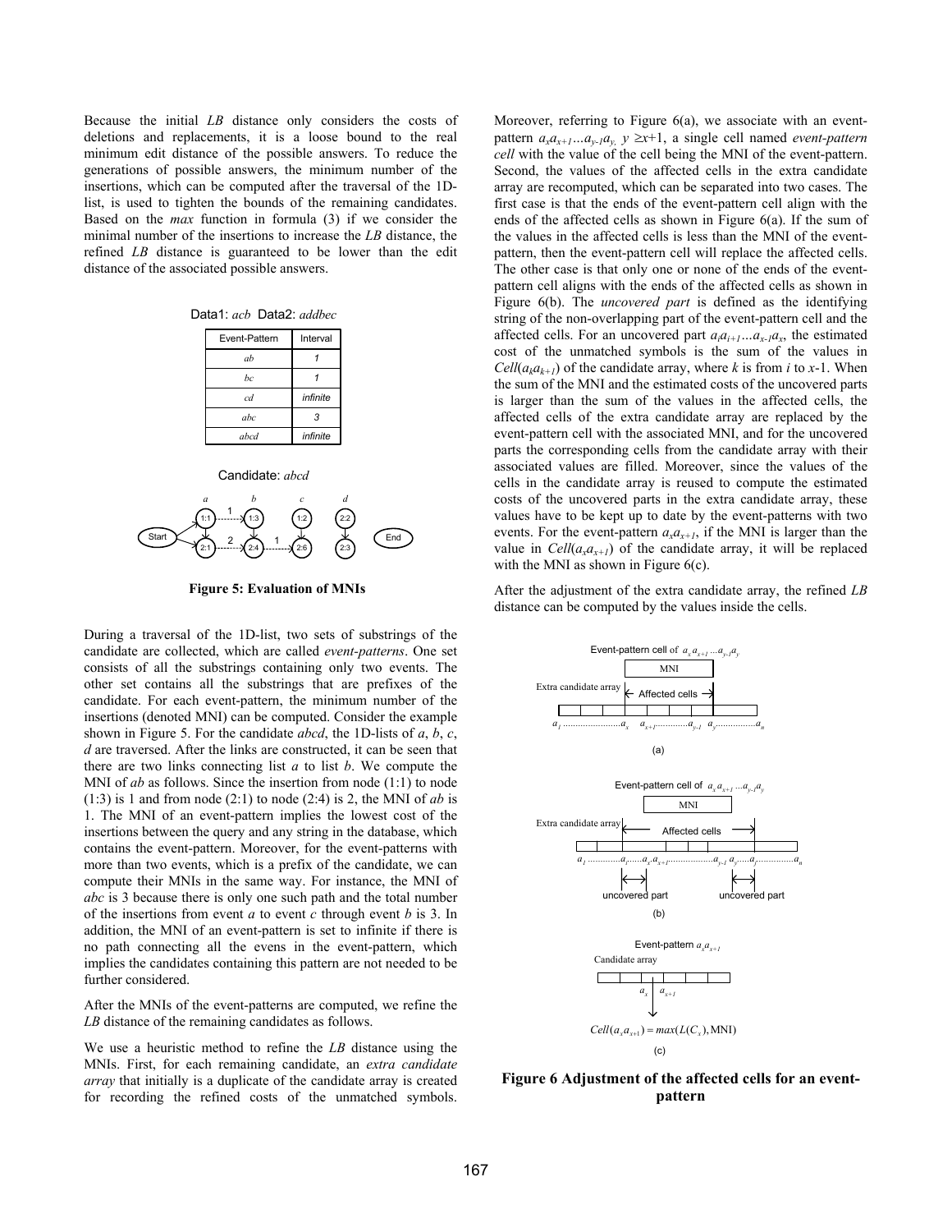Because the initial *LB* distance only considers the costs of deletions and replacements, it is a loose bound to the real minimum edit distance of the possible answers. To reduce the generations of possible answers, the minimum number of the insertions, which can be computed after the traversal of the 1D-list, is used to tighten the bounds of the remaining candidates. Based on the *max* function in formula (3) if we consider the minimal number of the insertions to increase the *LB* distance, the refined *LB* distance is guaranteed to be lower than the edit distance of the associated possible answers.

Data1: *acb* Data2: *addbec*

| Event-Pattern | Interval |
|---|---|
| *ab* | *1* |
| *bc* | *1* |
| *cd* | *infinite* |
| *abc* | *3* |
| *abcd* | *infinite* |

Candidate: *abcd*

a b c d
1:1 1:3 1:2 2:2
Start End
2:1 2:4 2:6 2:3
1 2 1

**Figure 5: Evaluation of MNIs**

During a traversal of the 1D-list, two sets of substrings of the candidate are collected, which are called *event-patterns*. One set consists of all the substrings containing only two events. The other set contains all the substrings that are prefixes of the candidate. For each event-pattern, the minimum number of the insertions (denoted MNI) can be computed. Consider the example shown in Figure 5. For the candidate *abcd*, the 1D-lists of *a*, *b*, *c*, *d* are traversed. After the links are constructed, it can be seen that there are two links connecting list *a* to list *b*. We compute the MNI of *ab* as follows. Since the insertion from node (1:1) to node (1:3) is 1 and from node (2:1) to node (2:4) is 2, the MNI of *ab* is 1. The MNI of an event-pattern implies the lowest cost of the insertions between the query and any string in the database, which contains the event-pattern. Moreover, for the event-patterns with more than two events, which is a prefix of the candidate, we can compute their MNIs in the same way. For instance, the MNI of *abc* is 3 because there is only one such path and the total number of the insertions from event *a* to event *c* through event *b* is 3. In addition, the MNI of an event-pattern is set to infinite if there is no path connecting all the evens in the event-pattern, which implies the candidates containing this pattern are not needed to be further considered.

After the MNIs of the event-patterns are computed, we refine the *LB* distance of the remaining candidates as follows.

We use a heuristic method to refine the *LB* distance using the MNIs. First, for each remaining candidate, an *extra candidate array* that initially is a duplicate of the candidate array is created for recording the refined costs of the unmatched symbols. Moreover, referring to Figure 6(a), we associate with an event-pattern $a_x a_{x+1} \ldots a_{y-1} a_y$, $y \geq x+1$, a single cell named *event-pattern cell* with the value of the cell being the MNI of the event-pattern. Second, the values of the affected cells in the extra candidate array are recomputed, which can be separated into two cases. The first case is that the ends of the event-pattern cell align with the ends of the affected cells as shown in Figure 6(a). If the sum of the values in the affected cells is less than the MNI of the event-pattern, then the event-pattern cell will replace the affected cells. The other case is that only one or none of the ends of the event-pattern cell aligns with the ends of the affected cells as shown in Figure 6(b). The *uncovered part* is defined as the identifying string of the non-overlapping part of the event-pattern cell and the affected cells. For an uncovered part $a_i a_{i+1} \ldots a_{x-1} a_x$, the estimated cost of the unmatched symbols is the sum of the values in $Cell(a_k a_{k+1})$ of the candidate array, where $k$ is from $i$ to $x$-1. When the sum of the MNI and the estimated costs of the uncovered parts is larger than the sum of the values in the affected cells, the affected cells of the extra candidate array are replaced by the event-pattern cell with the associated MNI, and for the uncovered parts the corresponding cells from the candidate array with their associated values are filled. Moreover, since the values of the cells in the candidate array is reused to compute the estimated costs of the uncovered parts in the extra candidate array, these values have to be kept up to date by the event-patterns with two events. For the event-pattern $a_x a_{x+1}$, if the MNI is larger than the value in $Cell(a_x a_{x+1})$ of the candidate array, it will be replaced with the MNI as shown in Figure 6(c).

After the adjustment of the extra candidate array, the refined *LB* distance can be computed by the values inside the cells.

Event-pattern cell of $a_x a_{x+1} \ldots a_{y-1} a_y$
MNI
Extra candidate array
Affected cells
$a_1 \ldots a_x \quad a_{x+1} \ldots a_{y-1} \quad a_y \ldots a_n$
(a)

Event-pattern cell of $a_x a_{x+1} \ldots a_{y-1} a_y$
MNI
Extra candidate array
Affected cells
$a_1 \ldots a_i \ldots a_x a_{x+1} \ldots a_{y-1} a_y \ldots a_j \ldots a_n$
uncovered part
uncovered part
(b)

Event-pattern $a_x a_{x+1}$
Candidate array
$a_x \quad a_{x+1}$
$Cell(a_x a_{x+1}) = max(L(C_x), \text{MNI})$
(c)

**Figure 6 Adjustment of the affected cells for an event-pattern**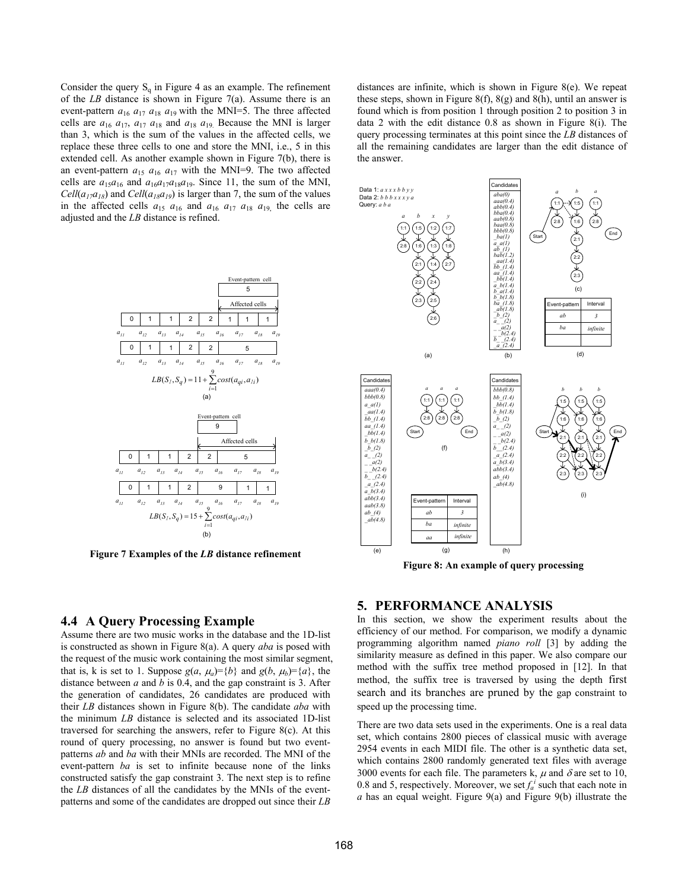Consider the query $S_q$ in Figure 4 as an example. The refinement of the *LB* distance is shown in Figure 7(a). Assume there is an event-pattern $a_{16}$ $a_{17}$ $a_{18}$ $a_{19}$ with the MNI=5. The three affected cells are $a_{16}$ $a_{17}$, $a_{17}$ $a_{18}$ and $a_{18}$ $a_{19}$. Because the MNI is larger than 3, which is the sum of the values in the affected cells, we replace these three cells to one and store the MNI, i.e., 5 in this extended cell. As another example shown in Figure 7(b), there is an event-pattern $a_{15}$ $a_{16}$ $a_{17}$ with the MNI=9. The two affected cells are $a_{15}a_{16}$ and $a_{16}a_{17}a_{18}a_{19}$. Since 11, the sum of the MNI, $Cell(a_{17}a_{18})$ and $Cell(a_{18}a_{19})$ is larger than 7, the sum of the values in the affected cells $a_{15}$ $a_{16}$ and $a_{16}$ $a_{17}$ $a_{18}$ $a_{19}$, the cells are adjusted and the *LB* distance is refined.

Event-pattern cell
5
Affected cells
0 1 1 2 2 1 1 1
$a_{11}$ $a_{12}$ $a_{13}$ $a_{14}$ $a_{15}$ $a_{16}$ $a_{17}$ $a_{18}$ $a_{19}$
0 1 1 2 2 5
$a_{11}$ $a_{12}$ $a_{13}$ $a_{14}$ $a_{15}$ $a_{16}$ $a_{17}$ $a_{18}$ $a_{19}$

$$LB(S_1, S_q) = 11 + \sum_{i=1}^{9} cost(a_{qi}, a_{1i})$$

(a)

Event-pattern cell
9
Affected cells
0 1 1 2 2 5
$a_{11}$ $a_{12}$ $a_{13}$ $a_{14}$ $a_{15}$ $a_{16}$ $a_{17}$ $a_{18}$ $a_{19}$
0 1 1 2 9 1 1
$a_{11}$ $a_{12}$ $a_{13}$ $a_{14}$ $a_{15}$ $a_{16}$ $a_{17}$ $a_{18}$ $a_{19}$

$$LB(S_1, S_q) = 15 + \sum_{i=1}^{9} cost(a_{qi}, a_{1i})$$

(b)

**Figure 7 Examples of the *LB* distance refinement**

## 4.4 A Query Processing Example

Assume there are two music works in the database and the 1D-list is constructed as shown in Figure 8(a). A query *aba* is posed with the request of the music work containing the most similar segment, that is, k is set to 1. Suppose $g(a, \mu_a)=\{b\}$ and $g(b, \mu_b)=\{a\}$, the distance between *a* and *b* is 0.4, and the gap constraint is 3. After the generation of candidates, 26 candidates are produced with their *LB* distances shown in Figure 8(b). The candidate *aba* with the minimum *LB* distance is selected and its associated 1D-list traversed for searching the answers, refer to Figure 8(c). At this round of query processing, no answer is found but two event-patterns *ab* and *ba* with their MNIs are recorded. The MNI of the event-pattern *ba* is set to infinite because none of the links constructed satisfy the gap constraint 3. The next step is to refine the *LB* distances of all the candidates by the MNIs of the event-patterns and some of the candidates are dropped out since their *LB* distances are infinite, which is shown in Figure 8(e). We repeat these steps, shown in Figure 8(f), 8(g) and 8(h), until an answer is found which is from position 1 through position 2 to position 3 in data 2 with the edit distance 0.8 as shown in Figure 8(i). The query processing terminates at this point since the *LB* distances of all the remaining candidates are larger than the edit distance of the answer.

Data 1: *a x x x b b y y*
Data 2: *b b b x x x y a*
Query: *a b a*

(a)

Candidates: *aba(0)*, *aaa(0.4)*, *abb(0.4)*, *bba(0.4)*, *aab(0.8)*, *baa(0.8)*, *bbb(0.8)*, *_ba(1)*, *a_a(1)*, *ab_(1)*, *bab(1.2)*, *_aa(1.4)*, *bb_(1.4)*, *aa_(1.4)*, *_bb(1.4)*, *a_b(1.4)*, *b_a(1.4)*, *b_b(1.8)*, *ba_(1.8)*, *_ab(1.8)*, *_b_(2)*, *a__(2)*, *__a(2)*, *__b(2.4)*, *b__(2.4)*, *_a_(2.4)*

(b)

(c)

| Event-pattern | Interval |
|---|---|
| *ab* | *3* |
| *ba* | *infinite* |
| | |

(d)

Candidates: *aaa(0.4)*, *bbb(0.8)*, *a_a(1)*, *_aa(1.4)*, *bb_(1.4)*, *aa_(1.4)*, *_bb(1.4)*, *b_b(1.8)*, *_b_(2)*, *a__(2)*, *__a(2)*, *__b(2.4)*, *b__(2.4)*, *_a_(2.4)*, *a_b(3.4)*, *abb(3.4)*, *aab(3.8)*, *ab_(4)*, *_ab(4.8)*

(e)

(f)

| Event-pattern | Interval |
|---|---|
| *ab* | *3* |
| *ba* | *infinite* |
| *aa* | *infinite* |

(g)

Candidates: *bbb(0.8)*, *bb_(1.4)*, *_bb(1.4)*, *b_b(1.8)*, *_b_(2)*, *a__(2)*, *__a(2)*, *__b(2.4)*, *b__(2.4)*, *_a_(2.4)*, *a_b(3.4)*, *abb(3.4)*, *ab_(4)*, *_ab(4.8)*

(h)

(i)

**Figure 8: An example of query processing**

# 5. PERFORMANCE ANALYSIS

In this section, we show the experiment results about the efficiency of our method. For comparison, we modify a dynamic programming algorithm named *piano roll* [3] by adding the similarity measure as defined in this paper. We also compare our method with the suffix tree method proposed in [12]. In that method, the suffix tree is traversed by using the depth first search and its branches are pruned by the gap constraint to speed up the processing time.

There are two data sets used in the experiments. One is a real data set, which contains 2800 pieces of classical music with average 2954 events in each MIDI file. The other is a synthetic data set, which contains 2800 randomly generated text files with average 3000 events for each file. The parameters k, $\mu$ and $\delta$ are set to 10, 0.8 and 5, respectively. Moreover, we set $f_a^{\,i}$ such that each note in *a* has an equal weight. Figure 9(a) and Figure 9(b) illustrate the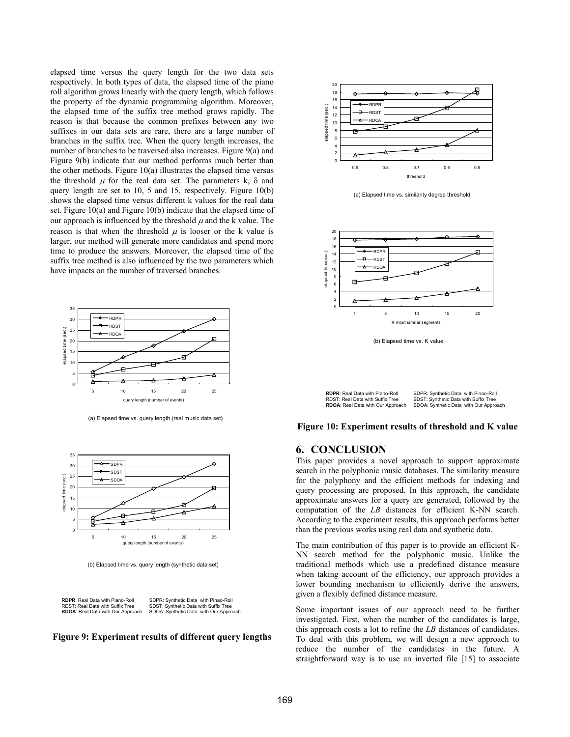elapsed time versus the query length for the two data sets respectively. In both types of data, the elapsed time of the piano roll algorithm grows linearly with the query length, which follows the property of the dynamic programming algorithm. Moreover, the elapsed time of the suffix tree method grows rapidly. The reason is that because the common prefixes between any two suffixes in our data sets are rare, there are a large number of branches in the suffix tree. When the query length increases, the number of branches to be traversed also increases. Figure 9(a) and Figure 9(b) indicate that our method performs much better than the other methods. Figure 10(a) illustrates the elapsed time versus the threshold $\mu$ for the real data set. The parameters k, $\delta$ and query length are set to 10, 5 and 15, respectively. Figure 10(b) shows the elapsed time versus different k values for the real data set. Figure 10(a) and Figure 10(b) indicate that the elapsed time of our approach is influenced by the threshold $\mu$ and the k value. The reason is that when the threshold $\mu$ is looser or the k value is larger, our method will generate more candidates and spend more time to produce the answers. Moreover, the elapsed time of the suffix tree method is also influenced by the two parameters which have impacts on the number of traversed branches.

elapsed time (sec.)
0 5 10 15 20 25 30 35
RDPR
RDST
RDOA
5 10 15 20 25
query length (number of events)

(a) Elapsed time vs. query length (real music data set)

elapsed time (sec.)
0 5 10 15 20 25 30 35
SDPR
SDST
SDOA
5 10 15 20 25
query length (number of events)

(b) Elapsed time vs. query length (synthetic data set)

**RDPR**: Real Data with Piano-Roll SDPR: Synthetic Data with Pinao-Roll
RDST: Real Data with Suffix Tree SDST: Synthetic Data with Suffix Tree
**RDOA**: Real Data with Our Approach SDOA: Synthetic Data with Our Approach

**Figure 9: Experiment results of different query lengths**

elapsed time (sec.)
0 2 4 6 8 10 12 14 16 18 20
RDPR
RDST
RDOA
0.9 0.8 0.7 0.6 0.5
threshold

(a) Elapsed time vs. similarity degree threshold

elapsed time(sec.)
0 2 4 6 8 10 12 14 16 18 20
RDPR
RDST
RDOA
1 5 10 15 20
K most similar segments

(b) Elapsed time vs. K value

**RDPR**: Real Data with Piano-Roll SDPR: Synthetic Data with Pinao-Roll
RDST: Real Data with Suffix Tree SDST: Synthetic Data with Suffix Tree
**RDOA**: Real Data with Our Approach SDOA: Synthetic Data with Our Approach

**Figure 10: Experiment results of threshold and K value**

# 6. CONCLUSION

This paper provides a novel approach to support approximate search in the polyphonic music databases. The similarity measure for the polyphony and the efficient methods for indexing and query processing are proposed. In this approach, the candidate approximate answers for a query are generated, followed by the computation of the *LB* distances for efficient K-NN search. According to the experiment results, this approach performs better than the previous works using real data and synthetic data.

The main contribution of this paper is to provide an efficient K-NN search method for the polyphonic music. Unlike the traditional methods which use a predefined distance measure when taking account of the efficiency, our approach provides a lower bounding mechanism to efficiently derive the answers, given a flexibly defined distance measure.

Some important issues of our approach need to be further investigated. First, when the number of the candidates is large, this approach costs a lot to refine the *LB* distances of candidates. To deal with this problem, we will design a new approach to reduce the number of the candidates in the future. A straightforward way is to use an inverted file [15] to associate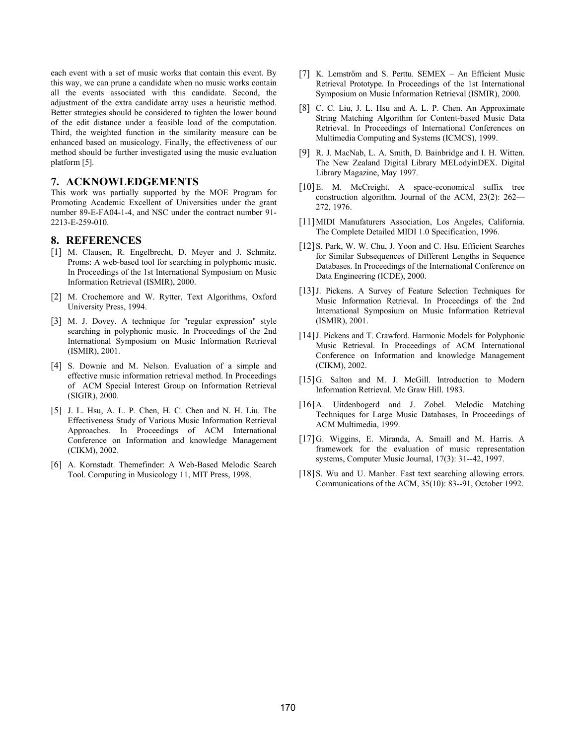each event with a set of music works that contain this event. By this way, we can prune a candidate when no music works contain all the events associated with this candidate. Second, the adjustment of the extra candidate array uses a heuristic method. Better strategies should be considered to tighten the lower bound of the edit distance under a feasible load of the computation. Third, the weighted function in the similarity measure can be enhanced based on musicology. Finally, the effectiveness of our method should be further investigated using the music evaluation platform [5].

## 7. ACKNOWLEDGEMENTS

This work was partially supported by the MOE Program for Promoting Academic Excellent of Universities under the grant number 89-E-FA04-1-4, and NSC under the contract number 91-2213-E-259-010.

## 8. REFERENCES

[1] M. Clausen, R. Engelbrecht, D. Meyer and J. Schmitz. Proms: A web-based tool for searching in polyphonic music. In Proceedings of the 1st International Symposium on Music Information Retrieval (ISMIR), 2000.

[2] M. Crochemore and W. Rytter, Text Algorithms, Oxford University Press, 1994.

[3] M. J. Dovey. A technique for "regular expression" style searching in polyphonic music. In Proceedings of the 2nd International Symposium on Music Information Retrieval (ISMIR), 2001.

[4] S. Downie and M. Nelson. Evaluation of a simple and effective music information retrieval method. In Proceedings of ACM Special Interest Group on Information Retrieval (SIGIR), 2000.

[5] J. L. Hsu, A. L. P. Chen, H. C. Chen and N. H. Liu. The Effectiveness Study of Various Music Information Retrieval Approaches. In Proceedings of ACM International Conference on Information and knowledge Management (CIKM), 2002.

[6] A. Kornstadt. Themefinder: A Web-Based Melodic Search Tool. Computing in Musicology 11, MIT Press, 1998.

[7] K. Lemstrőm and S. Perttu. SEMEX – An Efficient Music Retrieval Prototype. In Proceedings of the 1st International Symposium on Music Information Retrieval (ISMIR), 2000.

[8] C. C. Liu, J. L. Hsu and A. L. P. Chen. An Approximate String Matching Algorithm for Content-based Music Data Retrieval. In Proceedings of International Conferences on Multimedia Computing and Systems (ICMCS), 1999.

[9] R. J. MacNab, L. A. Smith, D. Bainbridge and I. H. Witten. The New Zealand Digital Library MELodyinDEX. Digital Library Magazine, May 1997.

[10] E. M. McCreight. A space-economical suffix tree construction algorithm. Journal of the ACM, 23(2): 262—272, 1976.

[11] MIDI Manufaturers Association, Los Angeles, California. The Complete Detailed MIDI 1.0 Specification, 1996.

[12] S. Park, W. W. Chu, J. Yoon and C. Hsu. Efficient Searches for Similar Subsequences of Different Lengths in Sequence Databases. In Proceedings of the International Conference on Data Engineering (ICDE), 2000.

[13] J. Pickens. A Survey of Feature Selection Techniques for Music Information Retrieval. In Proceedings of the 2nd International Symposium on Music Information Retrieval (ISMIR), 2001.

[14] J. Pickens and T. Crawford. Harmonic Models for Polyphonic Music Retrieval. In Proceedings of ACM International Conference on Information and knowledge Management (CIKM), 2002.

[15] G. Salton and M. J. McGill. Introduction to Modern Information Retrieval. Mc Graw Hill. 1983.

[16] A. Uitdenbogerd and J. Zobel. Melodic Matching Techniques for Large Music Databases, In Proceedings of ACM Multimedia, 1999.

[17] G. Wiggins, E. Miranda, A. Smaill and M. Harris. A framework for the evaluation of music representation systems, Computer Music Journal, 17(3): 31--42, 1997.

[18] S. Wu and U. Manber. Fast text searching allowing errors. Communications of the ACM, 35(10): 83--91, October 1992.